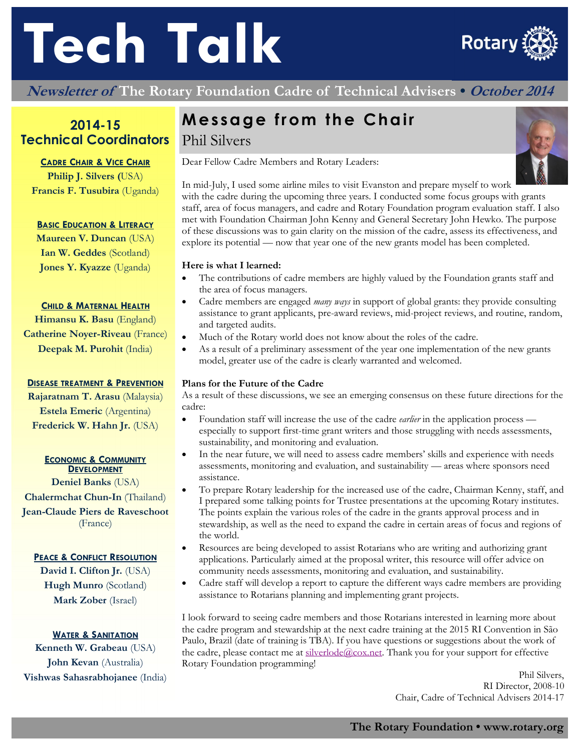# Tech Talk

***Newsletter of* The Rotary Foundation Cadre of Technical Advisers • *October 2014***

## 2014-15 Technical Coordinators

**CADRE CHAIR & VICE CHAIR**

**Philip J. Silvers** (USA)
**Francis F. Tusubira** (Uganda)

**BASIC EDUCATION & LITERACY**

**Maureen V. Duncan** (USA)
**Ian W. Geddes** (Scotland)
**Jones Y. Kyazze** (Uganda)

**CHILD & MATERNAL HEALTH**

**Himansu K. Basu** (England)
**Catherine Noyer-Riveau** (France)
**Deepak M. Purohit** (India)

**DISEASE TREATMENT & PREVENTION**

**Rajaratnam T. Arasu** (Malaysia)
**Estela Emeric** (Argentina)
**Frederick W. Hahn Jr.** (USA)

**ECONOMIC & COMMUNITY DEVELOPMENT**

**Deniel Banks** (USA)
**Chalermchat Chun-In** (Thailand)
**Jean-Claude Piers de Raveschoot** (France)

**PEACE & CONFLICT RESOLUTION**

**David I. Clifton Jr.** (USA)
**Hugh Munro** (Scotland)
**Mark Zober** (Israel)

**WATER & SANITATION**

**Kenneth W. Grabeau** (USA)
**John Kevan** (Australia)
**Vishwas Sahasrabhojanee** (India)

## Message from the Chair

Phil Silvers

Dear Fellow Cadre Members and Rotary Leaders:

In mid-July, I used some airline miles to visit Evanston and prepare myself to work with the cadre during the upcoming three years. I conducted some focus groups with grants staff, area of focus managers, and cadre and Rotary Foundation program evaluation staff. I also met with Foundation Chairman John Kenny and General Secretary John Hewko. The purpose of these discussions was to gain clarity on the mission of the cadre, assess its effectiveness, and explore its potential — now that year one of the new grants model has been completed.

**Here is what I learned:**

- The contributions of cadre members are highly valued by the Foundation grants staff and the area of focus managers.
- Cadre members are engaged *many ways* in support of global grants: they provide consulting assistance to grant applicants, pre-award reviews, mid-project reviews, and routine, random, and targeted audits.
- Much of the Rotary world does not know about the roles of the cadre.
- As a result of a preliminary assessment of the year one implementation of the new grants model, greater use of the cadre is clearly warranted and welcomed.

**Plans for the Future of the Cadre**

As a result of these discussions, we see an emerging consensus on these future directions for the cadre:

- Foundation staff will increase the use of the cadre *earlier* in the application process — especially to support first-time grant writers and those struggling with needs assessments, sustainability, and monitoring and evaluation.
- In the near future, we will need to assess cadre members' skills and experience with needs assessments, monitoring and evaluation, and sustainability — areas where sponsors need assistance.
- To prepare Rotary leadership for the increased use of the cadre, Chairman Kenny, staff, and I prepared some talking points for Trustee presentations at the upcoming Rotary institutes. The points explain the various roles of the cadre in the grants approval process and in stewardship, as well as the need to expand the cadre in certain areas of focus and regions of the world.
- Resources are being developed to assist Rotarians who are writing and authorizing grant applications. Particularly aimed at the proposal writer, this resource will offer advice on community needs assessments, monitoring and evaluation, and sustainability.
- Cadre staff will develop a report to capture the different ways cadre members are providing assistance to Rotarians planning and implementing grant projects.

I look forward to seeing cadre members and those Rotarians interested in learning more about the cadre program and stewardship at the next cadre training at the 2015 RI Convention in São Paulo, Brazil (date of training is TBA). If you have questions or suggestions about the work of the cadre, please contact me at silverlode@cox.net. Thank you for your support for effective Rotary Foundation programming!

Phil Silvers,
RI Director, 2008-10
Chair, Cadre of Technical Advisers 2014-17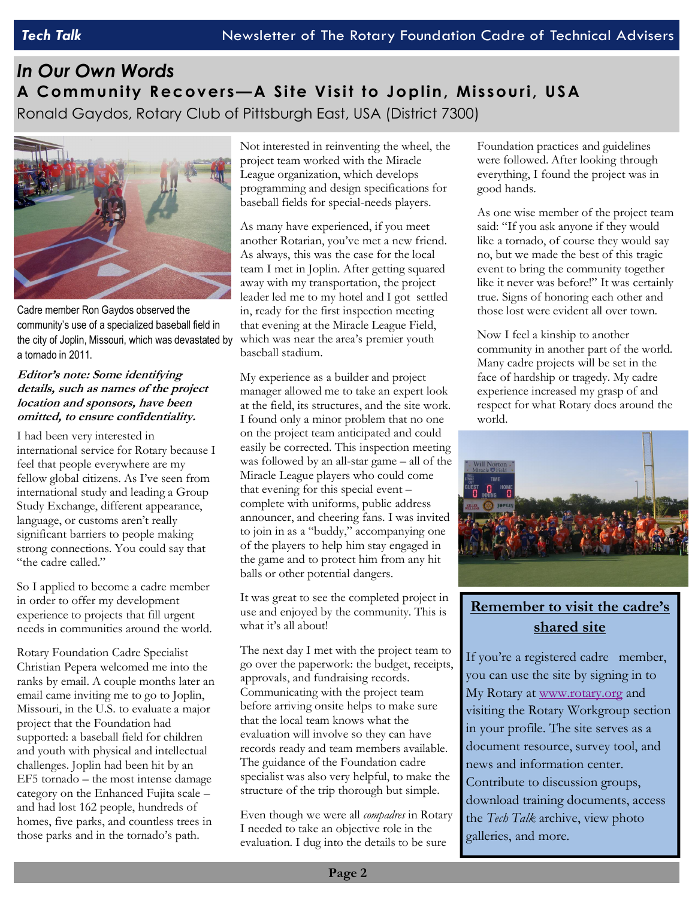# *In Our Own Words*

## A Community Recovers—A Site Visit to Joplin, Missouri, USA

Ronald Gaydos, Rotary Club of Pittsburgh East, USA (District 7300)

Cadre member Ron Gaydos observed the community's use of a specialized baseball field in the city of Joplin, Missouri, which was devastated by a tornado in 2011.

***Editor's note: Some identifying details, such as names of the project location and sponsors, have been omitted, to ensure confidentiality.***

I had been very interested in international service for Rotary because I feel that people everywhere are my fellow global citizens. As I've seen from international study and leading a Group Study Exchange, different appearance, language, or customs aren't really significant barriers to people making strong connections. You could say that "the cadre called."

So I applied to become a cadre member in order to offer my development experience to projects that fill urgent needs in communities around the world.

Rotary Foundation Cadre Specialist Christian Pepera welcomed me into the ranks by email. A couple months later an email came inviting me to go to Joplin, Missouri, in the U.S. to evaluate a major project that the Foundation had supported: a baseball field for children and youth with physical and intellectual challenges. Joplin had been hit by an EF5 tornado – the most intense damage category on the Enhanced Fujita scale – and had lost 162 people, hundreds of homes, five parks, and countless trees in those parks and in the tornado's path.

Not interested in reinventing the wheel, the project team worked with the Miracle League organization, which develops programming and design specifications for baseball fields for special-needs players.

As many have experienced, if you meet another Rotarian, you've met a new friend. As always, this was the case for the local team I met in Joplin. After getting squared away with my transportation, the project leader led me to my hotel and I got settled in, ready for the first inspection meeting that evening at the Miracle League Field, which was near the area's premier youth baseball stadium.

My experience as a builder and project manager allowed me to take an expert look at the field, its structures, and the site work. I found only a minor problem that no one on the project team anticipated and could easily be corrected. This inspection meeting was followed by an all-star game – all of the Miracle League players who could come that evening for this special event – complete with uniforms, public address announcer, and cheering fans. I was invited to join in as a "buddy," accompanying one of the players to help him stay engaged in the game and to protect him from any hit balls or other potential dangers.

It was great to see the completed project in use and enjoyed by the community. This is what it's all about!

The next day I met with the project team to go over the paperwork: the budget, receipts, approvals, and fundraising records. Communicating with the project team before arriving onsite helps to make sure that the local team knows what the evaluation will involve so they can have records ready and team members available. The guidance of the Foundation cadre specialist was also very helpful, to make the structure of the trip thorough but simple.

Even though we were all *compadres* in Rotary I needed to take an objective role in the evaluation. I dug into the details to be sure Foundation practices and guidelines were followed. After looking through everything, I found the project was in good hands.

As one wise member of the project team said: "If you ask anyone if they would like a tornado, of course they would say no, but we made the best of this tragic event to bring the community together like it never was before!" It was certainly true. Signs of honoring each other and those lost were evident all over town.

Now I feel a kinship to another community in another part of the world. Many cadre projects will be set in the face of hardship or tragedy. My cadre experience increased my grasp of and respect for what Rotary does around the world.

### Remember to visit the cadre's shared site

If you're a registered cadre member, you can use the site by signing in to My Rotary at www.rotary.org and visiting the Rotary Workgroup section in your profile. The site serves as a document resource, survey tool, and news and information center. Contribute to discussion groups, download training documents, access the *Tech Talk* archive, view photo galleries, and more.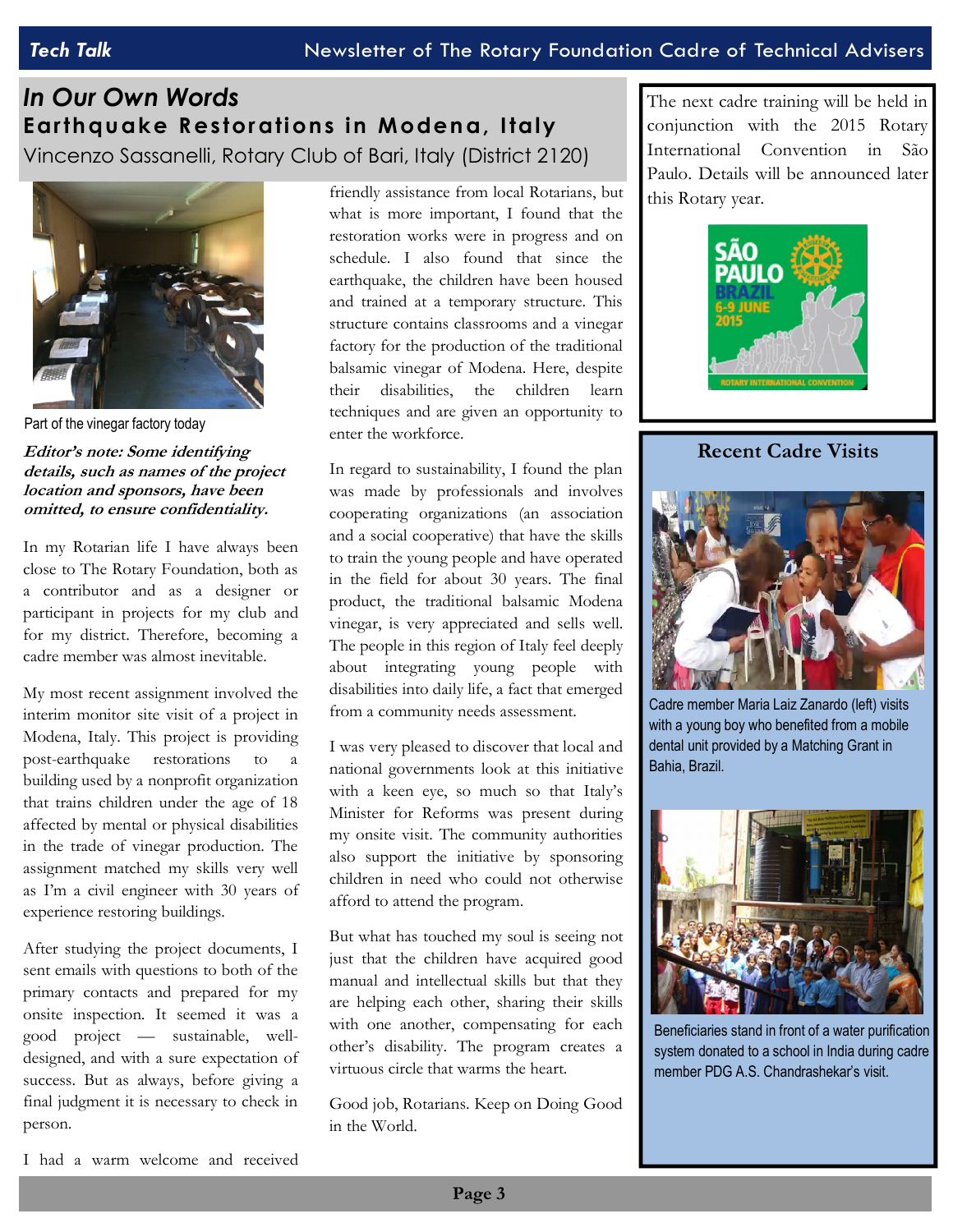## In Our Own Words

# Earthquake Restorations in Modena, Italy

Vincenzo Sassanelli, Rotary Club of Bari, Italy (District 2120)

Part of the vinegar factory today

***Editor's note: Some identifying details, such as names of the project location and sponsors, have been omitted, to ensure confidentiality.***

In my Rotarian life I have always been close to The Rotary Foundation, both as a contributor and as a designer or participant in projects for my club and for my district. Therefore, becoming a cadre member was almost inevitable.

My most recent assignment involved the interim monitor site visit of a project in Modena, Italy. This project is providing post-earthquake restorations to a building used by a nonprofit organization that trains children under the age of 18 affected by mental or physical disabilities in the trade of vinegar production. The assignment matched my skills very well as I'm a civil engineer with 30 years of experience restoring buildings.

After studying the project documents, I sent emails with questions to both of the primary contacts and prepared for my onsite inspection. It seemed it was a good project — sustainable, well-designed, and with a sure expectation of success. But as always, before giving a final judgment it is necessary to check in person.

I had a warm welcome and received friendly assistance from local Rotarians, but what is more important, I found that the restoration works were in progress and on schedule. I also found that since the earthquake, the children have been housed and trained at a temporary structure. This structure contains classrooms and a vinegar factory for the production of the traditional balsamic vinegar of Modena. Here, despite their disabilities, the children learn techniques and are given an opportunity to enter the workforce.

In regard to sustainability, I found the plan was made by professionals and involves cooperating organizations (an association and a social cooperative) that have the skills to train the young people and have operated in the field for about 30 years. The final product, the traditional balsamic Modena vinegar, is very appreciated and sells well. The people in this region of Italy feel deeply about integrating young people with disabilities into daily life, a fact that emerged from a community needs assessment.

I was very pleased to discover that local and national governments look at this initiative with a keen eye, so much so that Italy's Minister for Reforms was present during my onsite visit. The community authorities also support the initiative by sponsoring children in need who could not otherwise afford to attend the program.

But what has touched my soul is seeing not just that the children have acquired good manual and intellectual skills but that they are helping each other, sharing their skills with one another, compensating for each other's disability. The program creates a virtuous circle that warms the heart.

Good job, Rotarians. Keep on Doing Good in the World.

---

The next cadre training will be held in conjunction with the 2015 Rotary International Convention in São Paulo. Details will be announced later this Rotary year.

---

## Recent Cadre Visits

Cadre member Maria Laiz Zanardo (left) visits with a young boy who benefited from a mobile dental unit provided by a Matching Grant in Bahia, Brazil.

Beneficiaries stand in front of a water purification system donated to a school in India during cadre member PDG A.S. Chandrashekar's visit.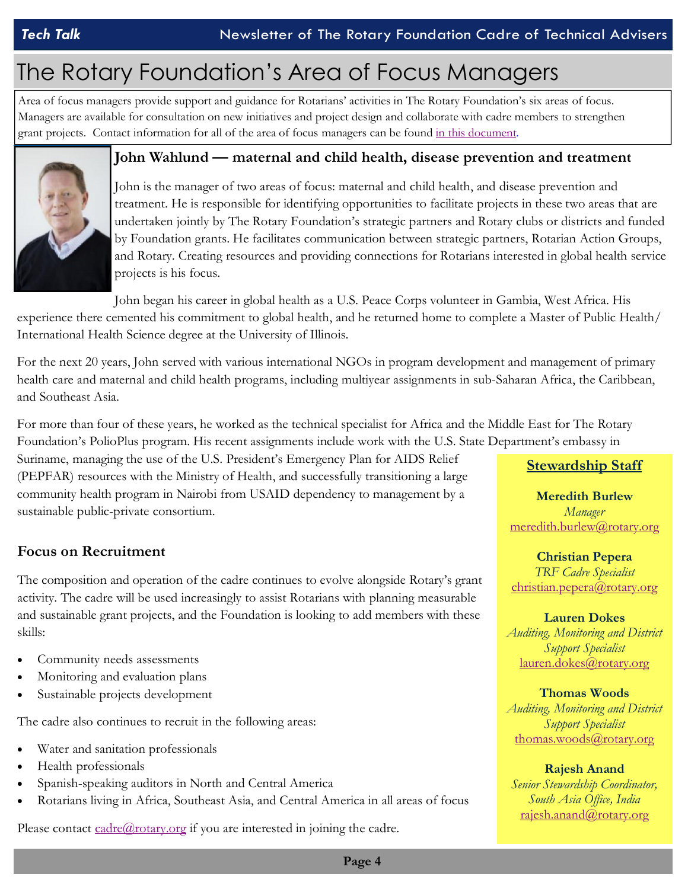# The Rotary Foundation's Area of Focus Managers

Area of focus managers provide support and guidance for Rotarians' activities in The Rotary Foundation's six areas of focus. Managers are available for consultation on new initiatives and project design and collaborate with cadre members to strengthen grant projects. Contact information for all of the area of focus managers can be found in this document.

## John Wahlund — maternal and child health, disease prevention and treatment

John is the manager of two areas of focus: maternal and child health, and disease prevention and treatment. He is responsible for identifying opportunities to facilitate projects in these two areas that are undertaken jointly by The Rotary Foundation's strategic partners and Rotary clubs or districts and funded by Foundation grants. He facilitates communication between strategic partners, Rotarian Action Groups, and Rotary. Creating resources and providing connections for Rotarians interested in global health service projects is his focus.

John began his career in global health as a U.S. Peace Corps volunteer in Gambia, West Africa. His experience there cemented his commitment to global health, and he returned home to complete a Master of Public Health/ International Health Science degree at the University of Illinois.

For the next 20 years, John served with various international NGOs in program development and management of primary health care and maternal and child health programs, including multiyear assignments in sub-Saharan Africa, the Caribbean, and Southeast Asia.

For more than four of these years, he worked as the technical specialist for Africa and the Middle East for The Rotary Foundation's PolioPlus program. His recent assignments include work with the U.S. State Department's embassy in Suriname, managing the use of the U.S. President's Emergency Plan for AIDS Relief (PEPFAR) resources with the Ministry of Health, and successfully transitioning a large community health program in Nairobi from USAID dependency to management by a sustainable public-private consortium.

## Focus on Recruitment

The composition and operation of the cadre continues to evolve alongside Rotary's grant activity. The cadre will be used increasingly to assist Rotarians with planning measurable and sustainable grant projects, and the Foundation is looking to add members with these skills:

- Community needs assessments
- Monitoring and evaluation plans
- Sustainable projects development

The cadre also continues to recruit in the following areas:

- Water and sanitation professionals
- Health professionals
- Spanish-speaking auditors in North and Central America
- Rotarians living in Africa, Southeast Asia, and Central America in all areas of focus

Please contact cadre@rotary.org if you are interested in joining the cadre.

## Stewardship Staff

**Meredith Burlew**
*Manager*
meredith.burlew@rotary.org

**Christian Pepera**
*TRF Cadre Specialist*
christian.pepera@rotary.org

**Lauren Dokes**
*Auditing, Monitoring and District Support Specialist*
lauren.dokes@rotary.org

**Thomas Woods**
*Auditing, Monitoring and District Support Specialist*
thomas.woods@rotary.org

**Rajesh Anand**
*Senior Stewardship Coordinator, South Asia Office, India*
rajesh.anand@rotary.org